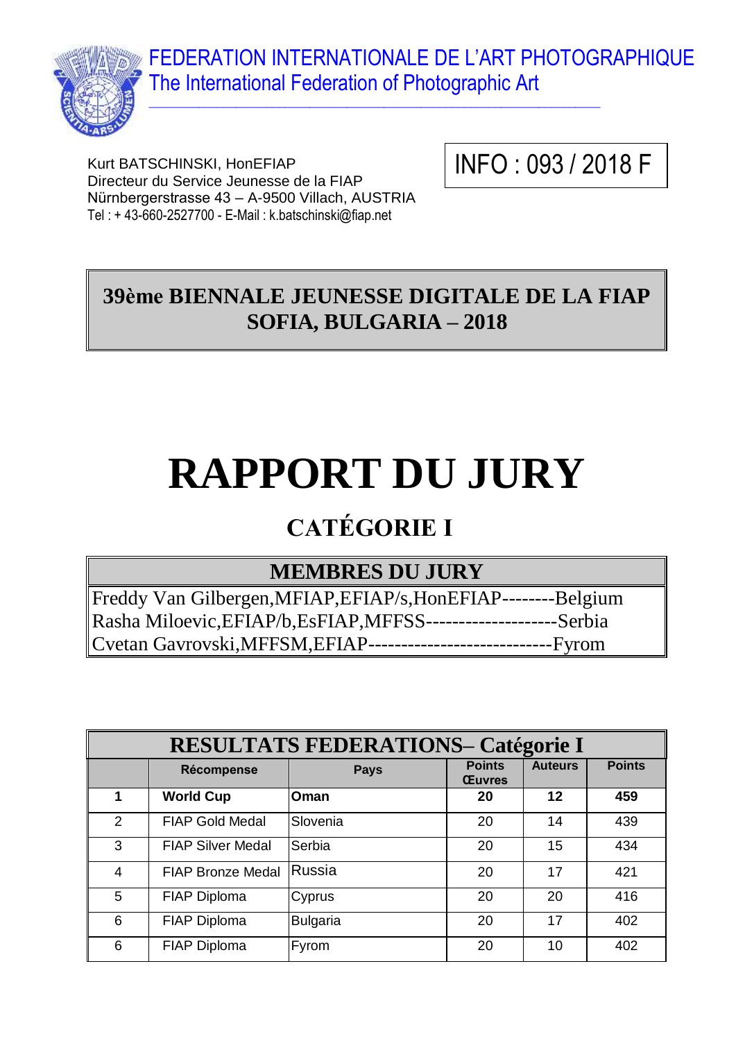FEDERATION INTERNATIONALE DE L'ART PHOTOGRAPHIQUE
The International Federation of Photographic Art

Kurt BATSCHINSKI, HonEFIAP
Directeur du Service Jeunesse de la FIAP
Nürnbergerstrasse 43 – A-9500 Villach, AUSTRIA
Tel : + 43-660-2527700 - E-Mail : k.batschinski@fiap.net

INFO : 093 / 2018 F

## 39ème BIENNALE JEUNESSE DIGITALE DE LA FIAP
## SOFIA, BULGARIA – 2018

# RAPPORT DU JURY

## CATÉGORIE I

| MEMBRES DU JURY |
|---|
| Freddy Van Gilbergen,MFIAP,EFIAP/s,HonEFIAP--------Belgium |
| Rasha Miloevic,EFIAP/b,EsFIAP,MFFSS--------------------Serbia |
| Cvetan Gavrovski,MFFSM,EFIAP----------------------------Fyrom |

**RESULTATS FEDERATIONS– Catégorie I**

| | Récompense | Pays | Points Œuvres | Auteurs | Points |
|---|---|---|---|---|---|
| **1** | **World Cup** | **Oman** | **20** | **12** | **459** |
| 2 | FIAP Gold Medal | Slovenia | 20 | 14 | 439 |
| 3 | FIAP Silver Medal | Serbia | 20 | 15 | 434 |
| 4 | FIAP Bronze Medal | Russia | 20 | 17 | 421 |
| 5 | FIAP Diploma | Cyprus | 20 | 20 | 416 |
| 6 | FIAP Diploma | Bulgaria | 20 | 17 | 402 |
| 6 | FIAP Diploma | Fyrom | 20 | 10 | 402 |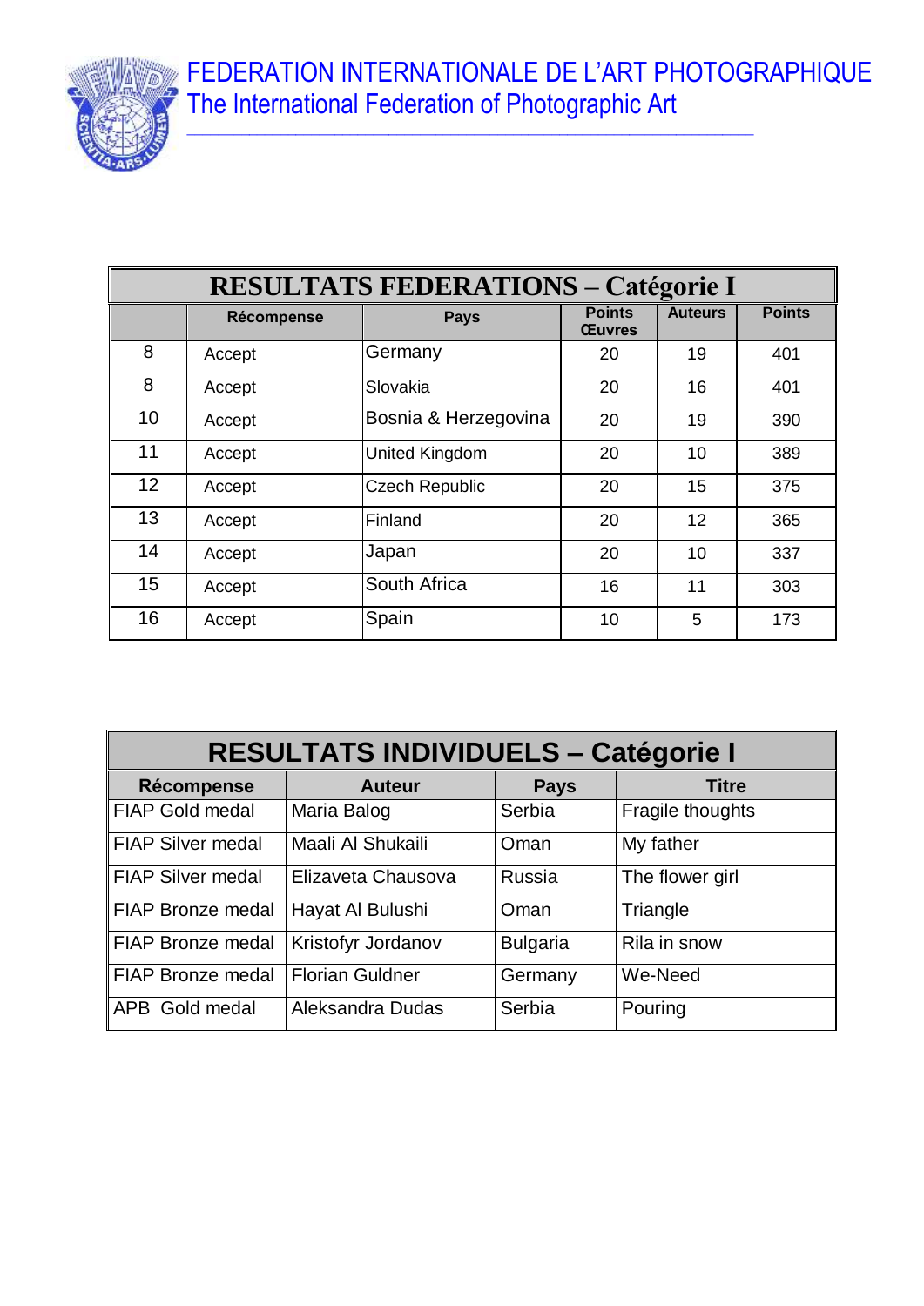FEDERATION INTERNATIONALE DE L'ART PHOTOGRAPHIQUE
The International Federation of Photographic Art

| RESULTATS FEDERATIONS – Catégorie I | | | | | |
|---|---|---|---|---|---|
| | Récompense | Pays | Points Œuvres | Auteurs | Points |
| 8 | Accept | Germany | 20 | 19 | 401 |
| 8 | Accept | Slovakia | 20 | 16 | 401 |
| 10 | Accept | Bosnia & Herzegovina | 20 | 19 | 390 |
| 11 | Accept | United Kingdom | 20 | 10 | 389 |
| 12 | Accept | Czech Republic | 20 | 15 | 375 |
| 13 | Accept | Finland | 20 | 12 | 365 |
| 14 | Accept | Japan | 20 | 10 | 337 |
| 15 | Accept | South Africa | 16 | 11 | 303 |
| 16 | Accept | Spain | 10 | 5 | 173 |

| RESULTATS INDIVIDUELS – Catégorie I | | | |
|---|---|---|---|
| Récompense | Auteur | Pays | Titre |
| FIAP Gold medal | Maria Balog | Serbia | Fragile thoughts |
| FIAP Silver medal | Maali Al Shukaili | Oman | My father |
| FIAP Silver medal | Elizaveta Chausova | Russia | The flower girl |
| FIAP Bronze medal | Hayat Al Bulushi | Oman | Triangle |
| FIAP Bronze medal | Kristofyr Jordanov | Bulgaria | Rila in snow |
| FIAP Bronze medal | Florian Guldner | Germany | We-Need |
| APB Gold medal | Aleksandra Dudas | Serbia | Pouring |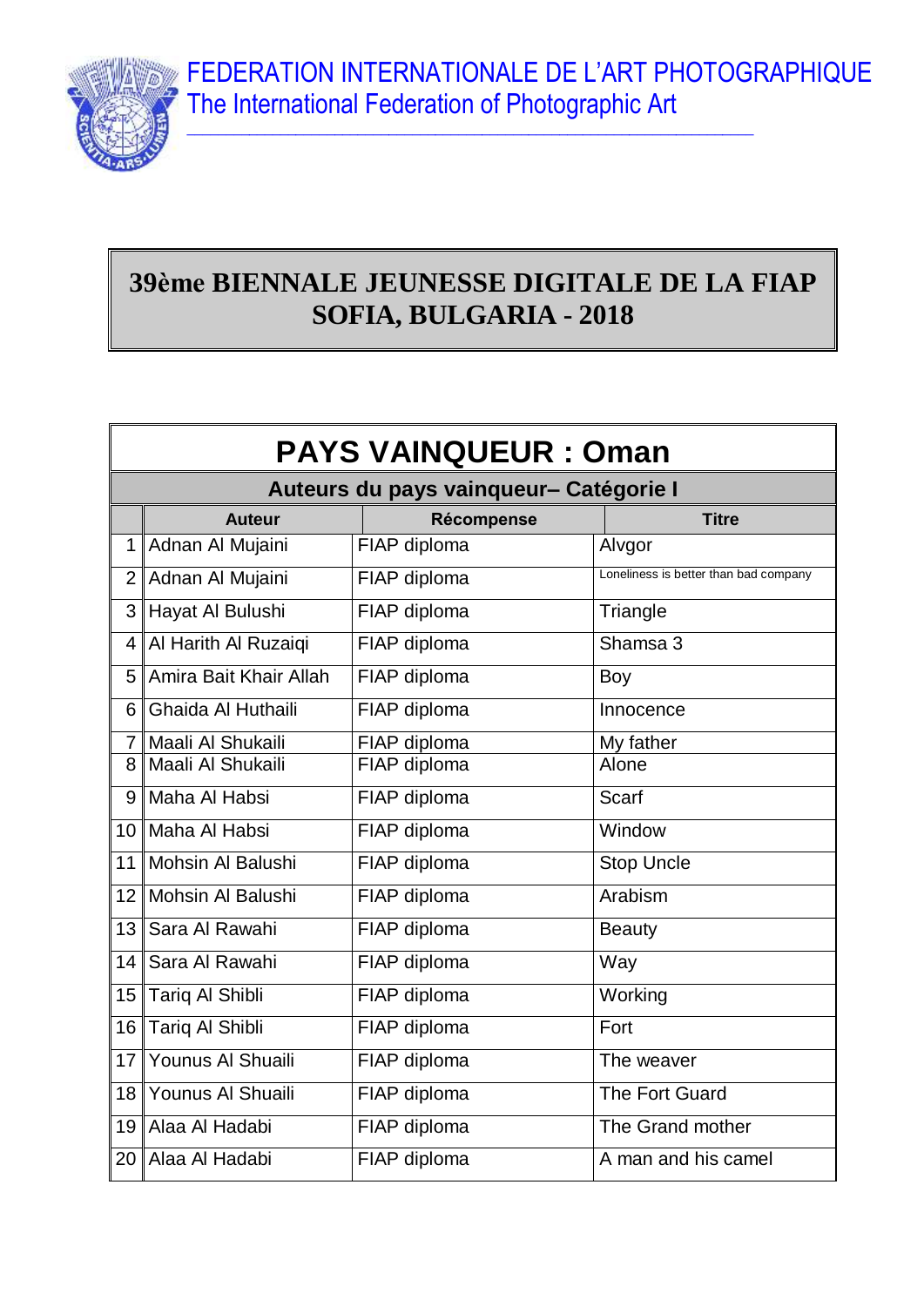FEDERATION INTERNATIONALE DE L'ART PHOTOGRAPHIQUE
The International Federation of Photographic Art

# 39ème BIENNALE JEUNESSE DIGITALE DE LA FIAP SOFIA, BULGARIA - 2018

## PAYS VAINQUEUR : Oman

### Auteurs du pays vainqueur– Catégorie I

| | Auteur | Récompense | Titre |
|---|---|---|---|
| 1 | Adnan Al Mujaini | FIAP diploma | Alvgor |
| 2 | Adnan Al Mujaini | FIAP diploma | Loneliness is better than bad company |
| 3 | Hayat Al Bulushi | FIAP diploma | Triangle |
| 4 | Al Harith Al Ruzaiqi | FIAP diploma | Shamsa 3 |
| 5 | Amira Bait Khair Allah | FIAP diploma | Boy |
| 6 | Ghaida Al Huthaili | FIAP diploma | Innocence |
| 7 | Maali Al Shukaili | FIAP diploma | My father |
| 8 | Maali Al Shukaili | FIAP diploma | Alone |
| 9 | Maha Al Habsi | FIAP diploma | Scarf |
| 10 | Maha Al Habsi | FIAP diploma | Window |
| 11 | Mohsin Al Balushi | FIAP diploma | Stop Uncle |
| 12 | Mohsin Al Balushi | FIAP diploma | Arabism |
| 13 | Sara Al Rawahi | FIAP diploma | Beauty |
| 14 | Sara Al Rawahi | FIAP diploma | Way |
| 15 | Tariq Al Shibli | FIAP diploma | Working |
| 16 | Tariq Al Shibli | FIAP diploma | Fort |
| 17 | Younus Al Shuaili | FIAP diploma | The weaver |
| 18 | Younus Al Shuaili | FIAP diploma | The Fort Guard |
| 19 | Alaa Al Hadabi | FIAP diploma | The Grand mother |
| 20 | Alaa Al Hadabi | FIAP diploma | A man and his camel |